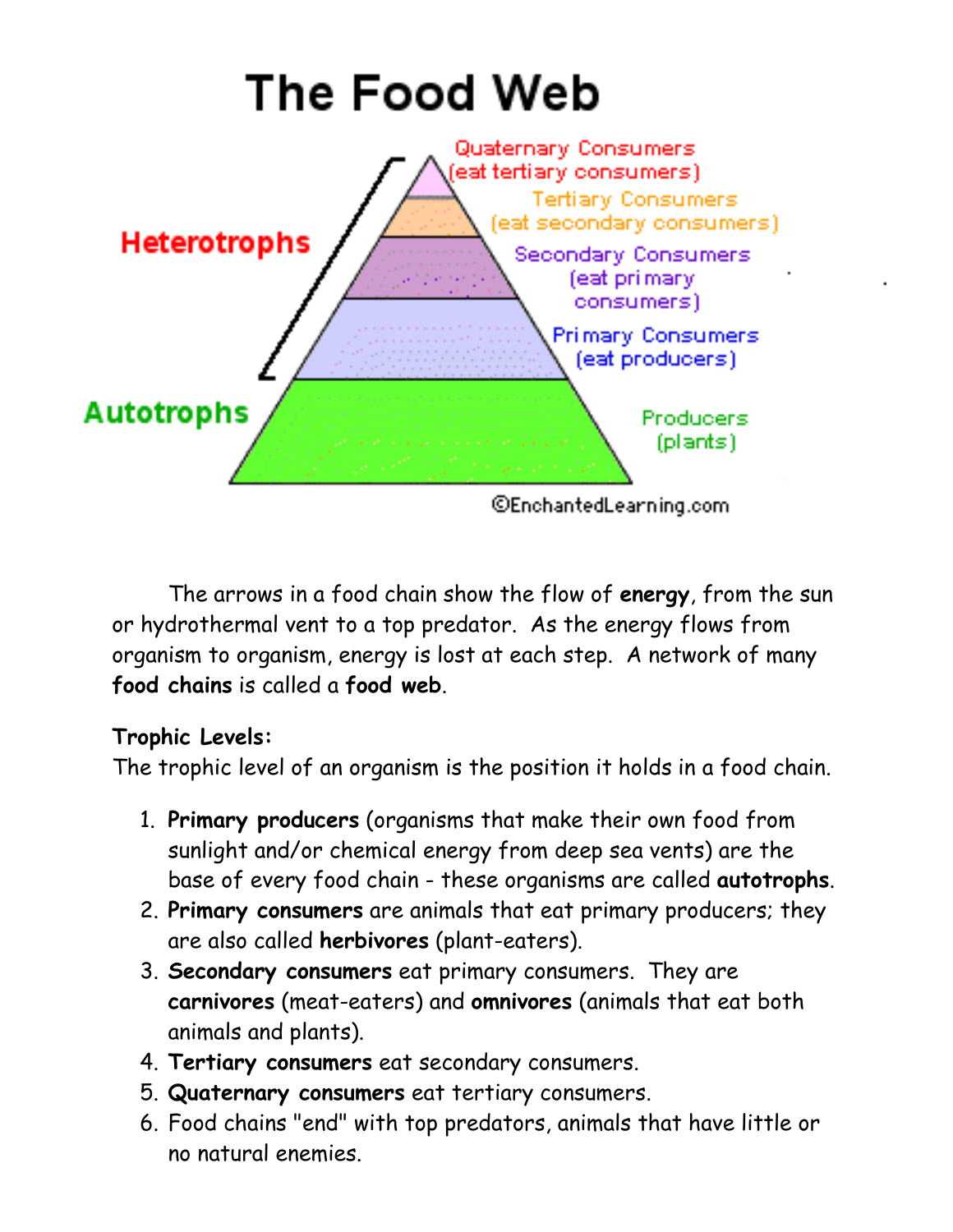# The Food Web

Quaternary Consumers (eat tertiary consumers)

Tertiary Consumers (eat secondary consumers)

Secondary Consumers (eat primary consumers)

Primary Consumers (eat producers)

Producers (plants)

Heterotrophs

Autotrophs

©EnchantedLearning.com

The arrows in a food chain show the flow of **energy**, from the sun or hydrothermal vent to a top predator. As the energy flows from organism to organism, energy is lost at each step. A network of many **food chains** is called a **food web**.

**Trophic Levels:**

The trophic level of an organism is the position it holds in a food chain.

1. **Primary producers** (organisms that make their own food from sunlight and/or chemical energy from deep sea vents) are the base of every food chain - these organisms are called **autotrophs**.
2. **Primary consumers** are animals that eat primary producers; they are also called **herbivores** (plant-eaters).
3. **Secondary consumers** eat primary consumers. They are **carnivores** (meat-eaters) and **omnivores** (animals that eat both animals and plants).
4. **Tertiary consumers** eat secondary consumers.
5. **Quaternary consumers** eat tertiary consumers.
6. Food chains "end" with top predators, animals that have little or no natural enemies.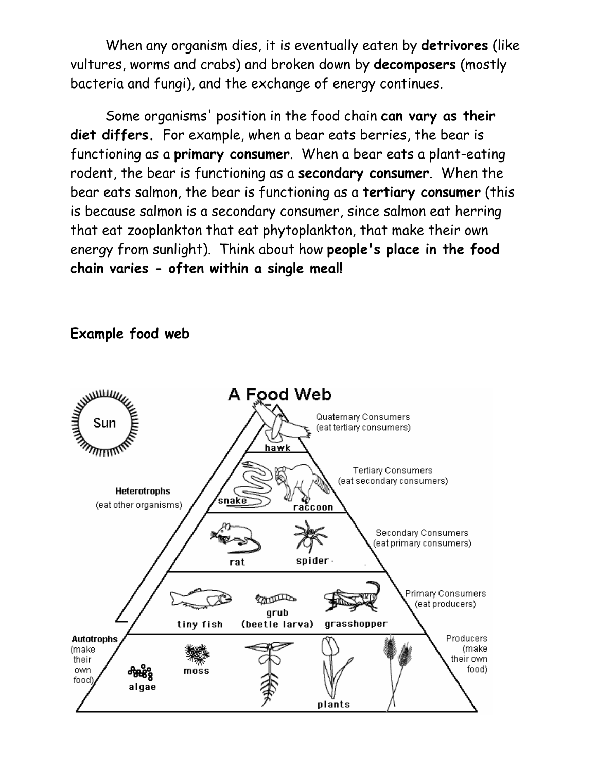When any organism dies, it is eventually eaten by **detrivores** (like vultures, worms and crabs) and broken down by **decomposers** (mostly bacteria and fungi), and the exchange of energy continues.

Some organisms' position in the food chain **can vary as their diet differs.** For example, when a bear eats berries, the bear is functioning as a **primary consumer**. When a bear eats a plant-eating rodent, the bear is functioning as a **secondary consumer**. When the bear eats salmon, the bear is functioning as a **tertiary consumer** (this is because salmon is a secondary consumer, since salmon eat herring that eat zooplankton that eat phytoplankton, that make their own energy from sunlight). Think about how **people's place in the food chain varies - often within a single meal!**

**Example food web**

A Food Web

Sun

Heterotrophs (eat other organisms)

Quaternary Consumers (eat tertiary consumers): hawk

Tertiary Consumers (eat secondary consumers): snake, raccoon

Secondary Consumers (eat primary consumers): rat, spider

Primary Consumers (eat producers): tiny fish, grub (beetle larva), grasshopper

Autotrophs (make their own food)

Producers (make their own food): algae, moss, plants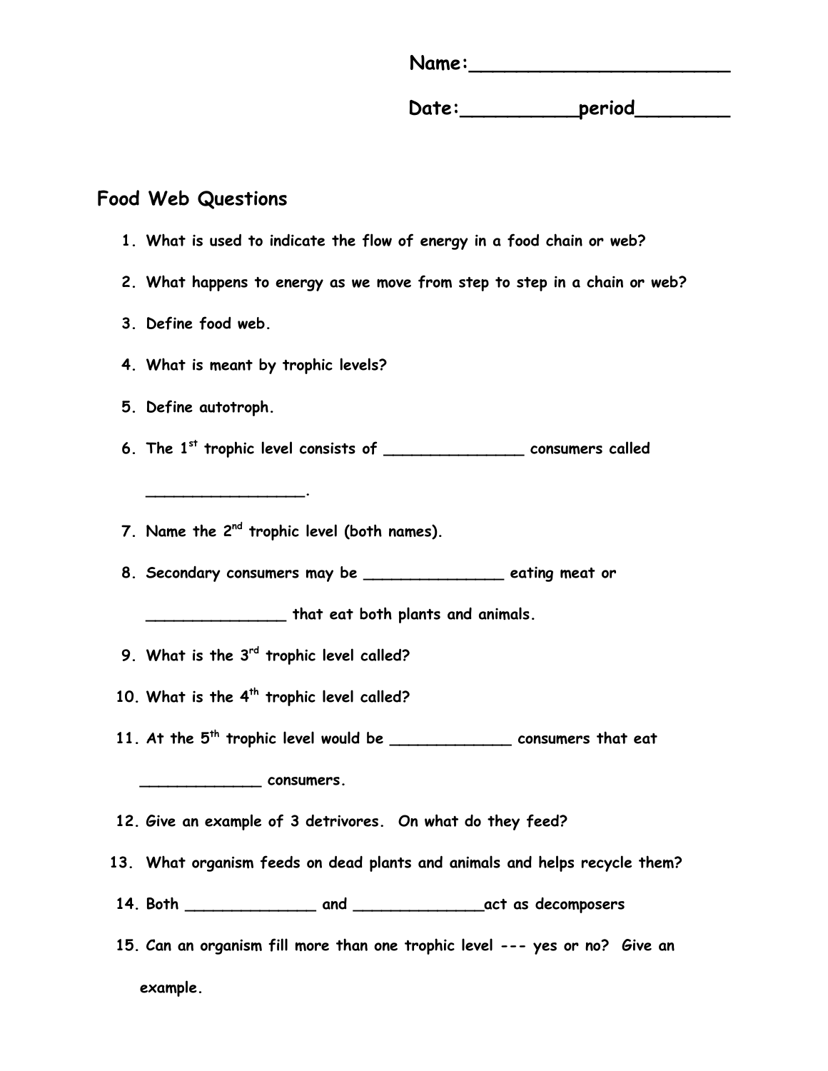Name:______________________

Date:__________period________

## Food Web Questions

1. What is used to indicate the flow of energy in a food chain or web?
2. What happens to energy as we move from step to step in a chain or web?
3. Define food web.
4. What is meant by trophic levels?
5. Define autotroph.
6. The 1st trophic level consists of _______________ consumers called _________________.
7. Name the 2nd trophic level (both names).
8. Secondary consumers may be _______________ eating meat or _______________ that eat both plants and animals.
9. What is the 3rd trophic level called?
10. What is the 4th trophic level called?
11. At the 5th trophic level would be _____________ consumers that eat _____________ consumers.
12. Give an example of 3 detrivores. On what do they feed?
13. What organism feeds on dead plants and animals and helps recycle them?
14. Both ______________ and ______________act as decomposers
15. Can an organism fill more than one trophic level --- yes or no? Give an example.